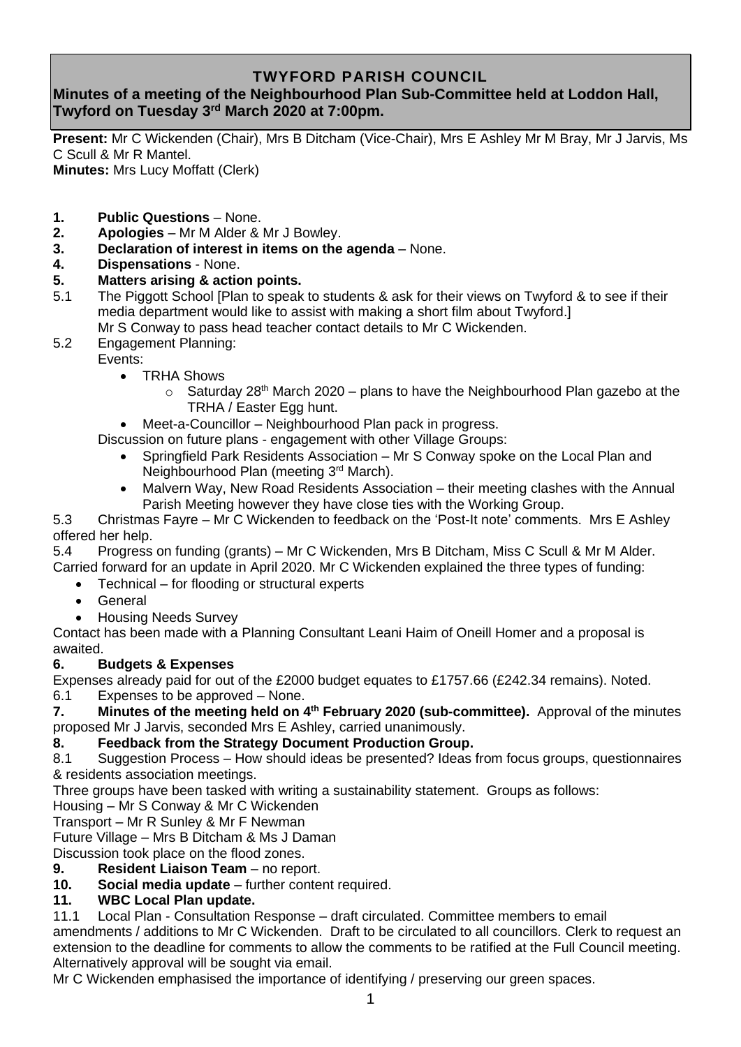# TWYFORD PARISH COUNCIL

**Minutes of a meeting of the Neighbourhood Plan Sub-Committee held at Loddon Hall, Twyford on Tuesday 3rd March 2020 at 7:00pm.**

**Present:** Mr C Wickenden (Chair), Mrs B Ditcham (Vice-Chair), Mrs E Ashley Mr M Bray, Mr J Jarvis, Ms C Scull & Mr R Mantel.
**Minutes:** Mrs Lucy Moffatt (Clerk)

**1. Public Questions** – None.
**2. Apologies** – Mr M Alder & Mr J Bowley.
**3. Declaration of interest in items on the agenda** – None.
**4. Dispensations** - None.
**5. Matters arising & action points.**

5.1 The Piggott School [Plan to speak to students & ask for their views on Twyford & to see if their media department would like to assist with making a short film about Twyford.]
Mr S Conway to pass head teacher contact details to Mr C Wickenden.

5.2 Engagement Planning:
Events:

- TRHA Shows
  - Saturday 28th March 2020 – plans to have the Neighbourhood Plan gazebo at the TRHA / Easter Egg hunt.
- Meet-a-Councillor – Neighbourhood Plan pack in progress.

Discussion on future plans - engagement with other Village Groups:

- Springfield Park Residents Association – Mr S Conway spoke on the Local Plan and Neighbourhood Plan (meeting 3rd March).
- Malvern Way, New Road Residents Association – their meeting clashes with the Annual Parish Meeting however they have close ties with the Working Group.

5.3 Christmas Fayre – Mr C Wickenden to feedback on the 'Post-It note' comments. Mrs E Ashley offered her help.

5.4 Progress on funding (grants) – Mr C Wickenden, Mrs B Ditcham, Miss C Scull & Mr M Alder. Carried forward for an update in April 2020. Mr C Wickenden explained the three types of funding:

- Technical – for flooding or structural experts
- General
- Housing Needs Survey

Contact has been made with a Planning Consultant Leani Haim of Oneill Homer and a proposal is awaited.

**6. Budgets & Expenses**

Expenses already paid for out of the £2000 budget equates to £1757.66 (£242.34 remains). Noted.

6.1 Expenses to be approved – None.

**7. Minutes of the meeting held on 4th February 2020 (sub-committee).** Approval of the minutes proposed Mr J Jarvis, seconded Mrs E Ashley, carried unanimously.

**8. Feedback from the Strategy Document Production Group.**

8.1 Suggestion Process – How should ideas be presented? Ideas from focus groups, questionnaires & residents association meetings.

Three groups have been tasked with writing a sustainability statement. Groups as follows:
Housing – Mr S Conway & Mr C Wickenden
Transport – Mr R Sunley & Mr F Newman
Future Village – Mrs B Ditcham & Ms J Daman
Discussion took place on the flood zones.

**9. Resident Liaison Team** – no report.
**10. Social media update** – further content required.
**11. WBC Local Plan update.**

11.1 Local Plan - Consultation Response – draft circulated. Committee members to email amendments / additions to Mr C Wickenden. Draft to be circulated to all councillors. Clerk to request an extension to the deadline for comments to allow the comments to be ratified at the Full Council meeting. Alternatively approval will be sought via email.

Mr C Wickenden emphasised the importance of identifying / preserving our green spaces.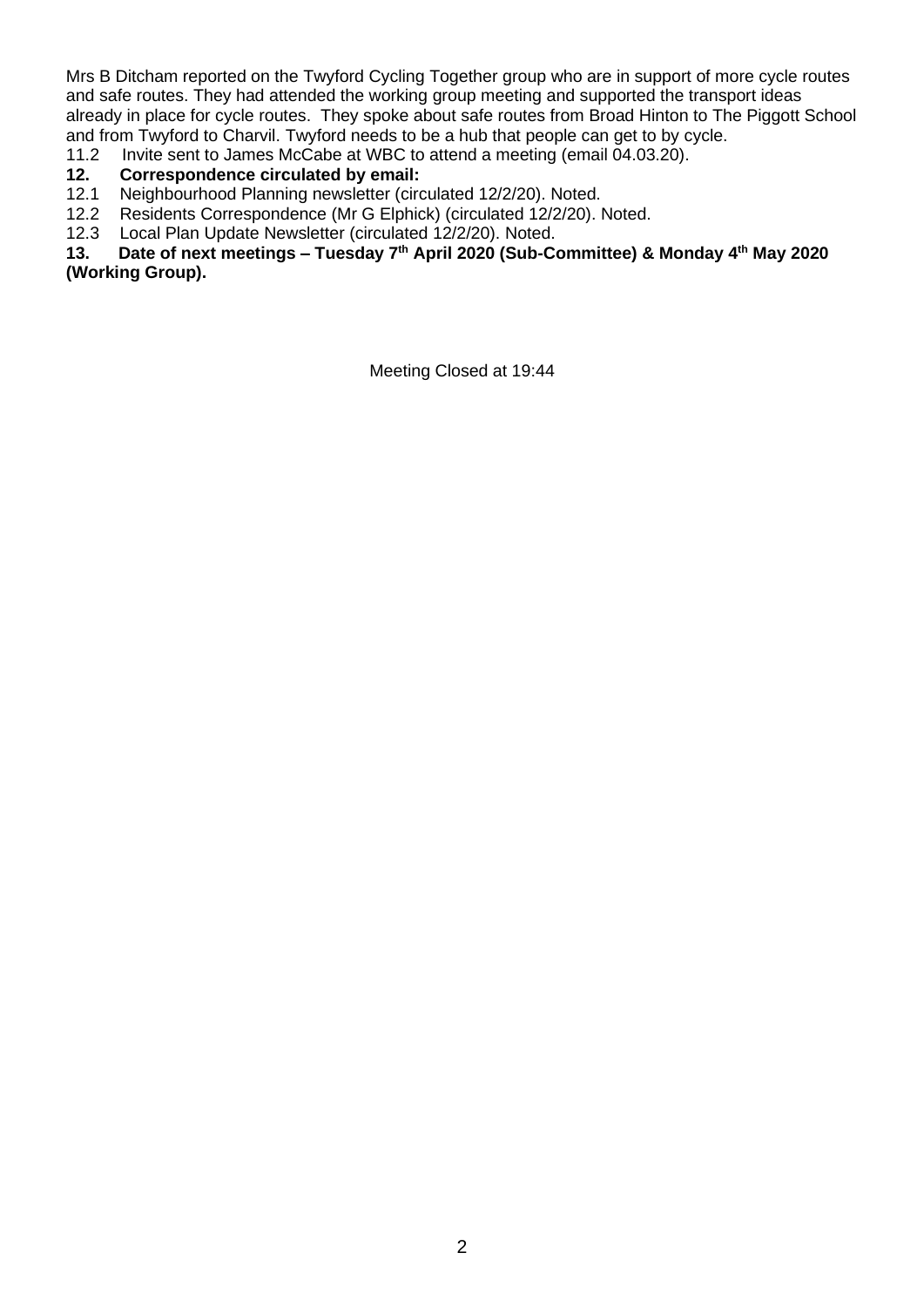Mrs B Ditcham reported on the Twyford Cycling Together group who are in support of more cycle routes and safe routes. They had attended the working group meeting and supported the transport ideas already in place for cycle routes. They spoke about safe routes from Broad Hinton to The Piggott School and from Twyford to Charvil. Twyford needs to be a hub that people can get to by cycle.

11.2 Invite sent to James McCabe at WBC to attend a meeting (email 04.03.20).

**12. Correspondence circulated by email:**

12.1 Neighbourhood Planning newsletter (circulated 12/2/20). Noted.

12.2 Residents Correspondence (Mr G Elphick) (circulated 12/2/20). Noted.

12.3 Local Plan Update Newsletter (circulated 12/2/20). Noted.

**13. Date of next meetings – Tuesday 7th April 2020 (Sub-Committee) & Monday 4th May 2020 (Working Group).**

Meeting Closed at 19:44